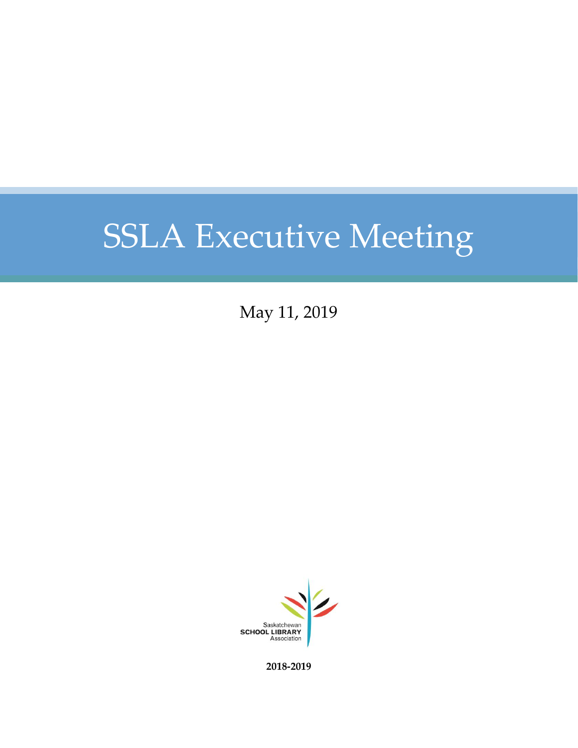# SSLA Executive Meeting

May 11, 2019

Saskatchewan
SCHOOL LIBRARY
Association

**2018-2019**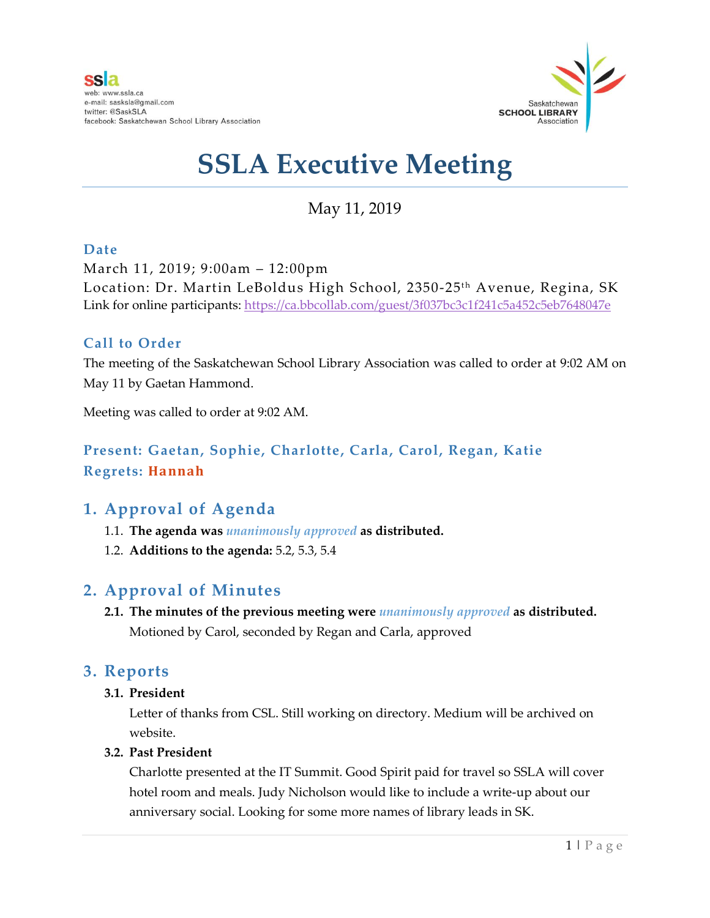ssla
web: www.ssla.ca
e-mail: sasksla@gmail.com
twitter: @SaskSLA
facebook: Saskatchewan School Library Association

Saskatchewan
SCHOOL LIBRARY
Association

# SSLA Executive Meeting

May 11, 2019

### Date

March 11, 2019; 9:00am – 12:00pm

Location: Dr. Martin LeBoldus High School, 2350-25th Avenue, Regina, SK

Link for online participants: https://ca.bbcollab.com/guest/3f037bc3c1f241c5a452c5eb7648047e

### Call to Order

The meeting of the Saskatchewan School Library Association was called to order at 9:02 AM on May 11 by Gaetan Hammond.

Meeting was called to order at 9:02 AM.

### Present: Gaetan, Sophie, Charlotte, Carla, Carol, Regan, Katie
### Regrets: Hannah

## 1. Approval of Agenda

1.1. **The agenda was *unanimously approved* as distributed.**

1.2. **Additions to the agenda:** 5.2, 5.3, 5.4

## 2. Approval of Minutes

**2.1. The minutes of the previous meeting were *unanimously approved* as distributed.**
Motioned by Carol, seconded by Regan and Carla, approved

## 3. Reports

**3.1. President**

Letter of thanks from CSL. Still working on directory. Medium will be archived on website.

**3.2. Past President**

Charlotte presented at the IT Summit. Good Spirit paid for travel so SSLA will cover hotel room and meals. Judy Nicholson would like to include a write-up about our anniversary social. Looking for some more names of library leads in SK.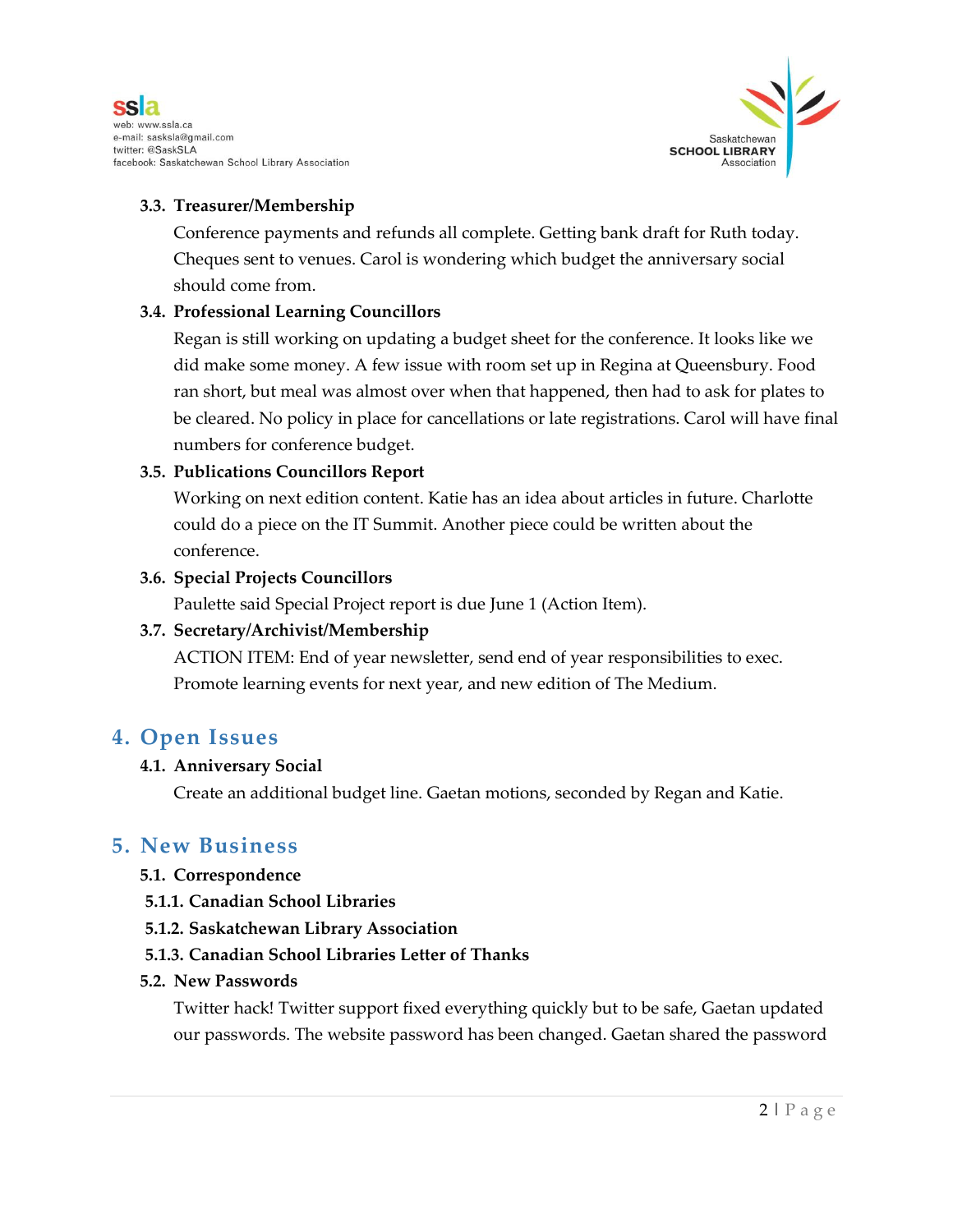### 3.3. Treasurer/Membership

Conference payments and refunds all complete. Getting bank draft for Ruth today. Cheques sent to venues. Carol is wondering which budget the anniversary social should come from.

### 3.4. Professional Learning Councillors

Regan is still working on updating a budget sheet for the conference. It looks like we did make some money. A few issue with room set up in Regina at Queensbury. Food ran short, but meal was almost over when that happened, then had to ask for plates to be cleared. No policy in place for cancellations or late registrations. Carol will have final numbers for conference budget.

### 3.5. Publications Councillors Report

Working on next edition content. Katie has an idea about articles in future. Charlotte could do a piece on the IT Summit. Another piece could be written about the conference.

### 3.6. Special Projects Councillors

Paulette said Special Project report is due June 1 (Action Item).

### 3.7. Secretary/Archivist/Membership

ACTION ITEM: End of year newsletter, send end of year responsibilities to exec. Promote learning events for next year, and new edition of The Medium.

## 4. Open Issues

### 4.1. Anniversary Social

Create an additional budget line. Gaetan motions, seconded by Regan and Katie.

## 5. New Business

### 5.1. Correspondence

#### 5.1.1. Canadian School Libraries

#### 5.1.2. Saskatchewan Library Association

#### 5.1.3. Canadian School Libraries Letter of Thanks

### 5.2. New Passwords

Twitter hack! Twitter support fixed everything quickly but to be safe, Gaetan updated our passwords. The website password has been changed. Gaetan shared the password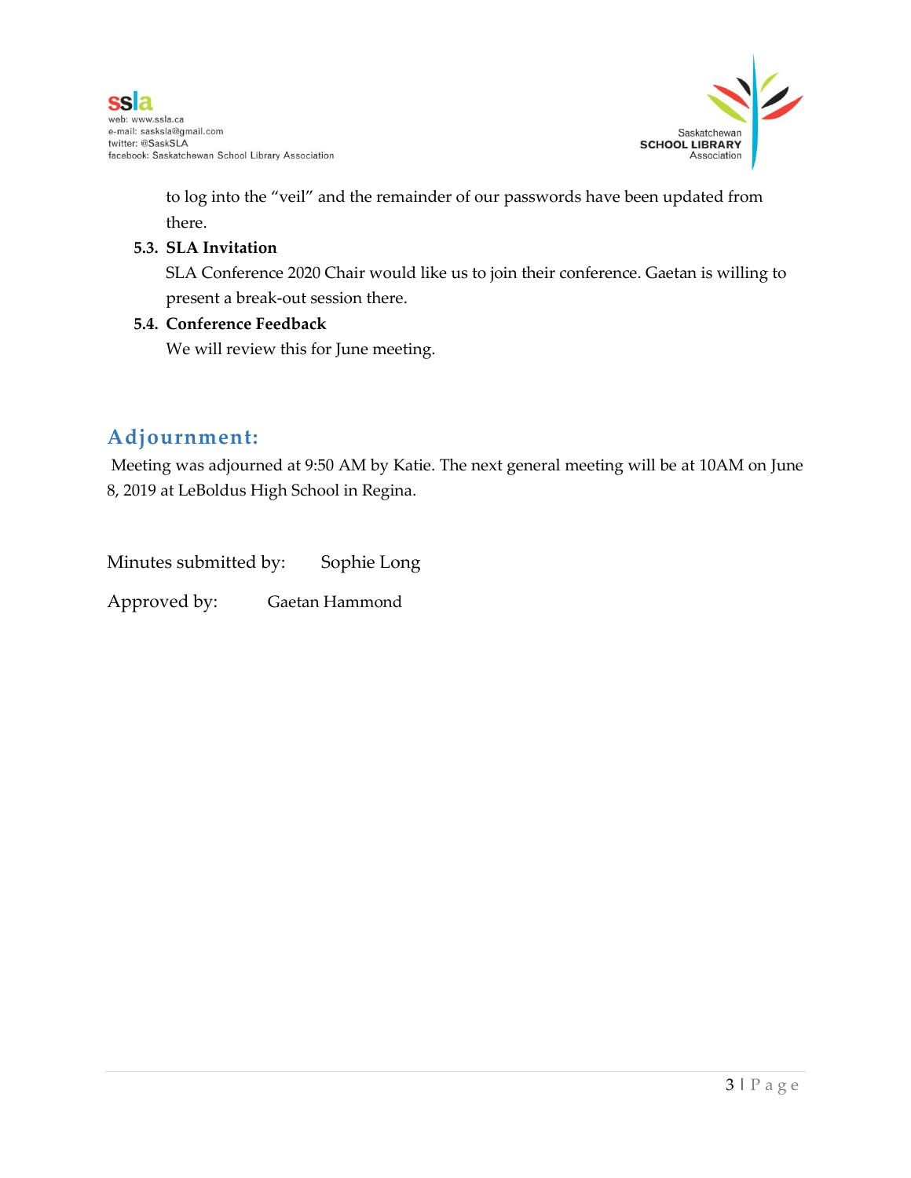to log into the "veil" and the remainder of our passwords have been updated from there.

**5.3. SLA Invitation**

SLA Conference 2020 Chair would like us to join their conference. Gaetan is willing to present a break-out session there.

**5.4. Conference Feedback**

We will review this for June meeting.

## Adjournment:

Meeting was adjourned at 9:50 AM by Katie. The next general meeting will be at 10AM on June 8, 2019 at LeBoldus High School in Regina.

Minutes submitted by: Sophie Long

Approved by: Gaetan Hammond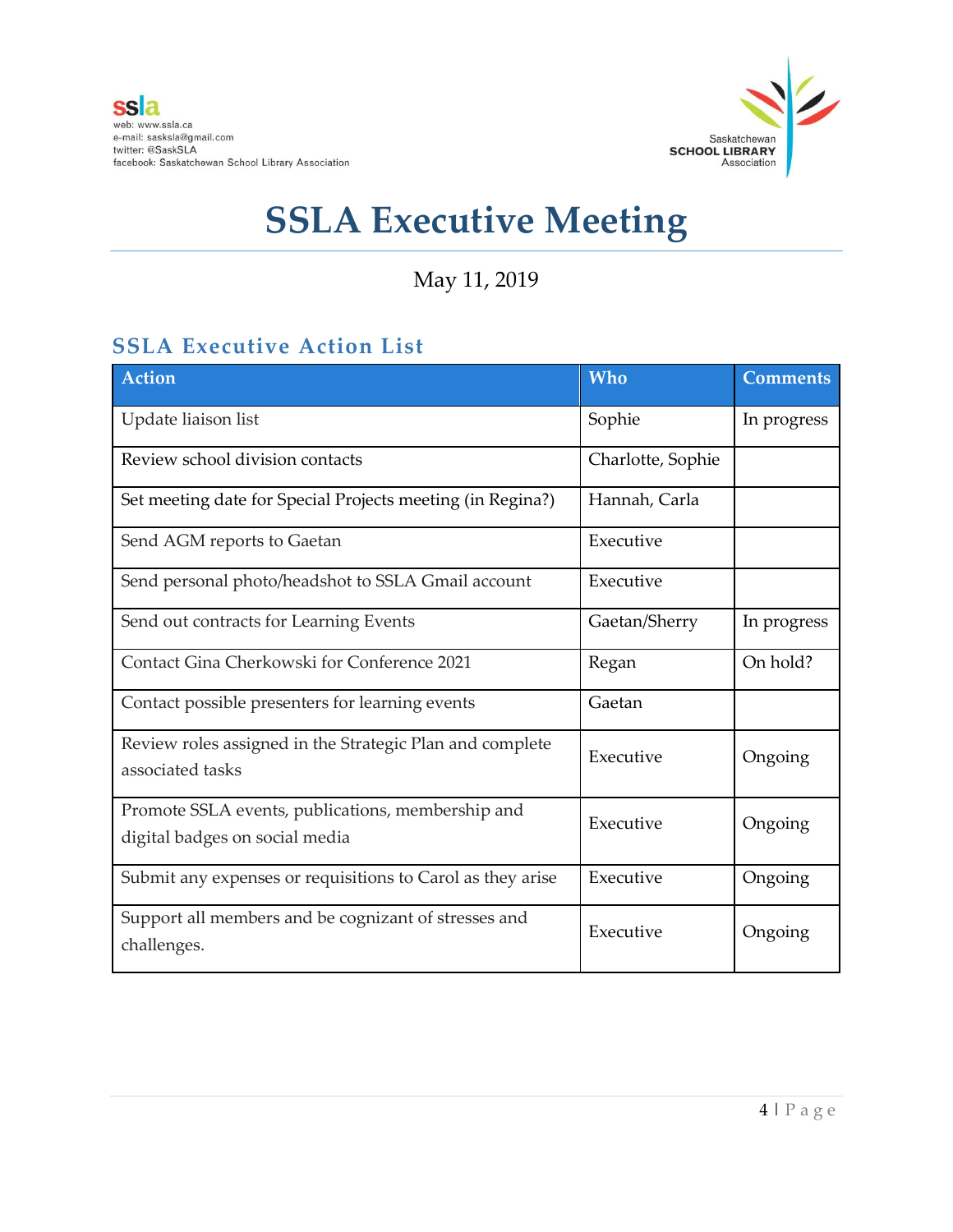ssla
web: www.ssla.ca
e-mail: sasksla@gmail.com
twitter: @SaskSLA
facebook: Saskatchewan School Library Association

Saskatchewan SCHOOL LIBRARY Association

# SSLA Executive Meeting

May 11, 2019

## SSLA Executive Action List

| Action | Who | Comments |
|---|---|---|
| Update liaison list | Sophie | In progress |
| Review school division contacts | Charlotte, Sophie | |
| Set meeting date for Special Projects meeting (in Regina?) | Hannah, Carla | |
| Send AGM reports to Gaetan | Executive | |
| Send personal photo/headshot to SSLA Gmail account | Executive | |
| Send out contracts for Learning Events | Gaetan/Sherry | In progress |
| Contact Gina Cherkowski for Conference 2021 | Regan | On hold? |
| Contact possible presenters for learning events | Gaetan | |
| Review roles assigned in the Strategic Plan and complete associated tasks | Executive | Ongoing |
| Promote SSLA events, publications, membership and digital badges on social media | Executive | Ongoing |
| Submit any expenses or requisitions to Carol as they arise | Executive | Ongoing |
| Support all members and be cognizant of stresses and challenges. | Executive | Ongoing |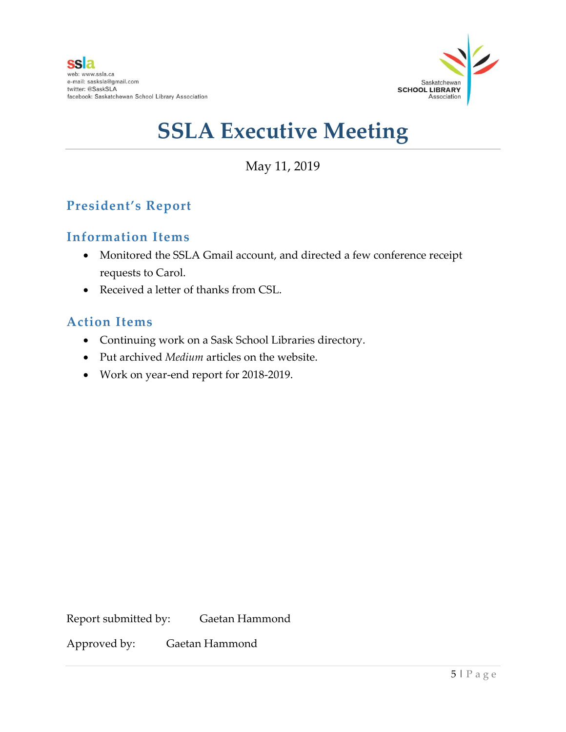ssla
web: www.ssla.ca
e-mail: sasksla@gmail.com
twitter: @SaskSLA
facebook: Saskatchewan School Library Association

Saskatchewan SCHOOL LIBRARY Association

# SSLA Executive Meeting

May 11, 2019

## President's Report

## Information Items

- Monitored the SSLA Gmail account, and directed a few conference receipt requests to Carol.
- Received a letter of thanks from CSL.

## Action Items

- Continuing work on a Sask School Libraries directory.
- Put archived *Medium* articles on the website.
- Work on year-end report for 2018-2019.

Report submitted by: Gaetan Hammond

Approved by: Gaetan Hammond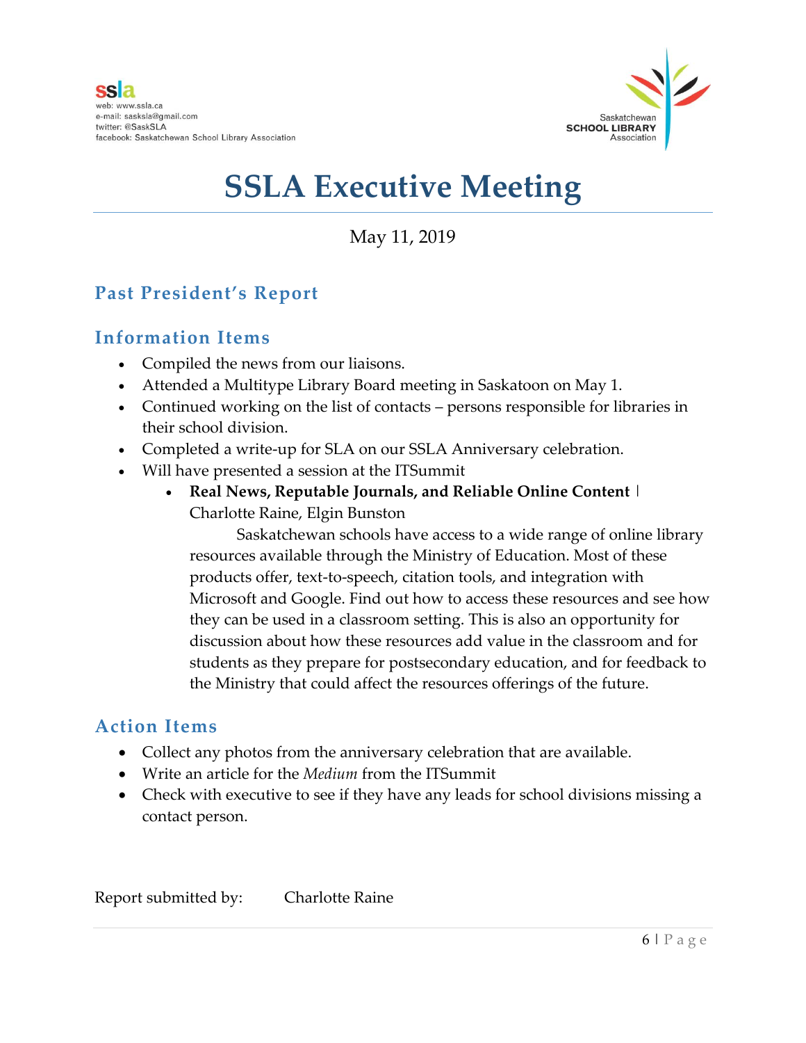# SSLA Executive Meeting

May 11, 2019

## Past President's Report

## Information Items

- Compiled the news from our liaisons.
- Attended a Multitype Library Board meeting in Saskatoon on May 1.
- Continued working on the list of contacts – persons responsible for libraries in their school division.
- Completed a write-up for SLA on our SSLA Anniversary celebration.
- Will have presented a session at the ITSummit
  - **Real News, Reputable Journals, and Reliable Online Content** | Charlotte Raine, Elgin Bunston
    
    Saskatchewan schools have access to a wide range of online library resources available through the Ministry of Education. Most of these products offer, text-to-speech, citation tools, and integration with Microsoft and Google. Find out how to access these resources and see how they can be used in a classroom setting. This is also an opportunity for discussion about how these resources add value in the classroom and for students as they prepare for postsecondary education, and for feedback to the Ministry that could affect the resources offerings of the future.

## Action Items

- Collect any photos from the anniversary celebration that are available.
- Write an article for the *Medium* from the ITSummit
- Check with executive to see if they have any leads for school divisions missing a contact person.

Report submitted by: Charlotte Raine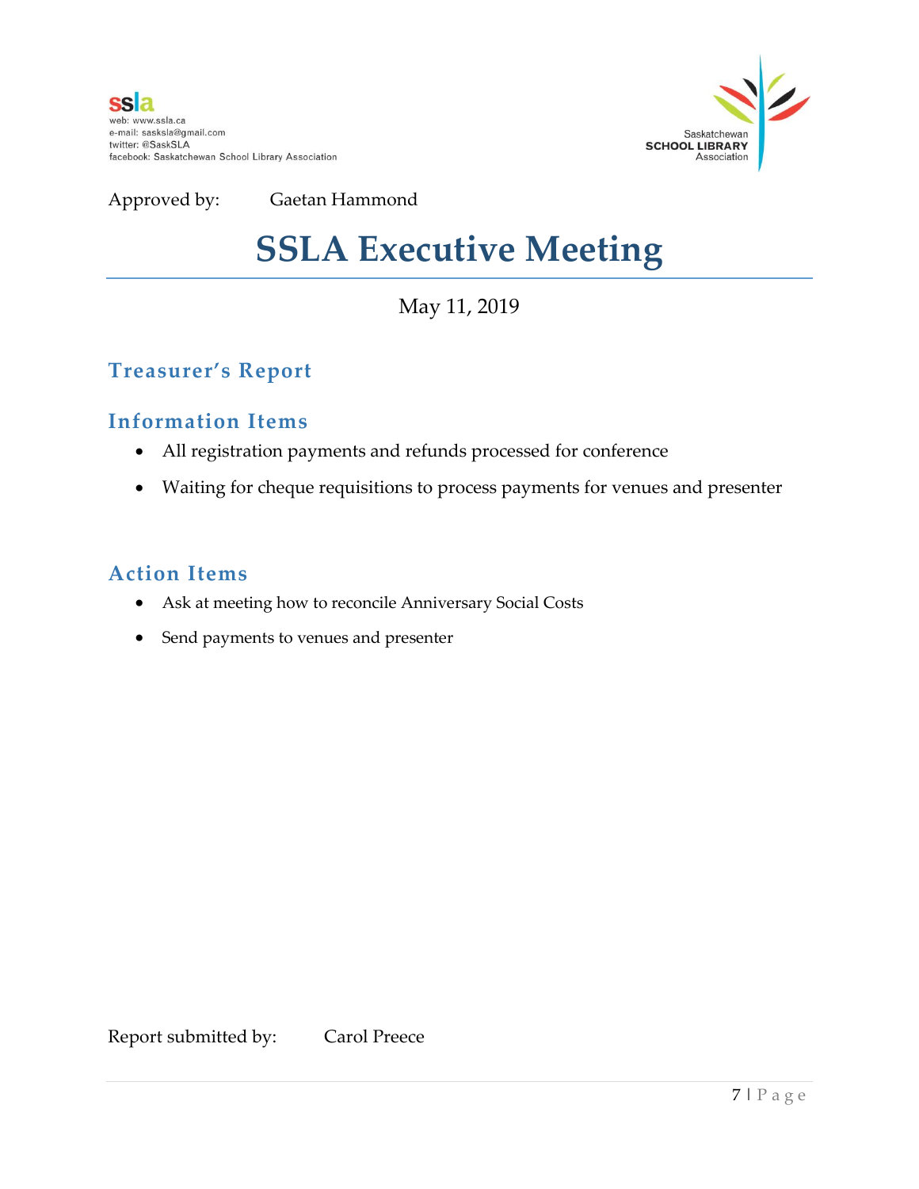ssla
web: www.ssla.ca
e-mail: sasksla@gmail.com
twitter: @SaskSLA
facebook: Saskatchewan School Library Association

Saskatchewan SCHOOL LIBRARY Association

Approved by: Gaetan Hammond

# SSLA Executive Meeting

May 11, 2019

## Treasurer's Report

## Information Items

- All registration payments and refunds processed for conference
- Waiting for cheque requisitions to process payments for venues and presenter

## Action Items

- Ask at meeting how to reconcile Anniversary Social Costs
- Send payments to venues and presenter

Report submitted by: Carol Preece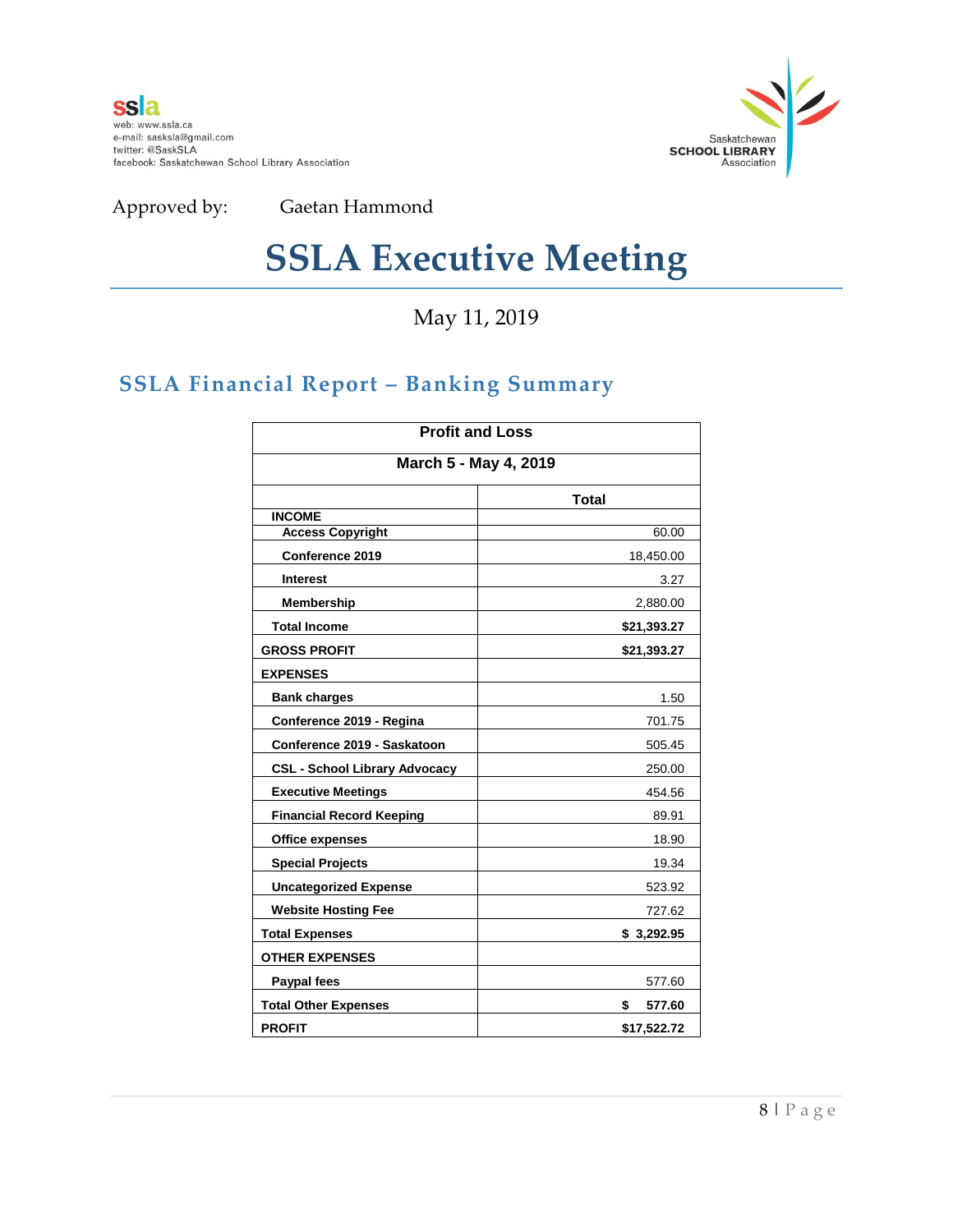ssla
web: www.ssla.ca
e-mail: sasksla@gmail.com
twitter: @SaskSLA
facebook: Saskatchewan School Library Association

Saskatchewan **SCHOOL LIBRARY** Association

Approved by: Gaetan Hammond

# SSLA Executive Meeting

May 11, 2019

## SSLA Financial Report – Banking Summary

| Profit and Loss | |
|---|---|
| **March 5 - May 4, 2019** | |
| | **Total** |
| **INCOME** | |
| **Access Copyright** | 60.00 |
| **Conference 2019** | 18,450.00 |
| **Interest** | 3.27 |
| **Membership** | 2,880.00 |
| **Total Income** | **$21,393.27** |
| **GROSS PROFIT** | **$21,393.27** |
| **EXPENSES** | |
| **Bank charges** | 1.50 |
| **Conference 2019 - Regina** | 701.75 |
| **Conference 2019 - Saskatoon** | 505.45 |
| **CSL - School Library Advocacy** | 250.00 |
| **Executive Meetings** | 454.56 |
| **Financial Record Keeping** | 89.91 |
| **Office expenses** | 18.90 |
| **Special Projects** | 19.34 |
| **Uncategorized Expense** | 523.92 |
| **Website Hosting Fee** | 727.62 |
| **Total Expenses** | **$ 3,292.95** |
| **OTHER EXPENSES** | |
| **Paypal fees** | 577.60 |
| **Total Other Expenses** | **$ 577.60** |
| **PROFIT** | **$17,522.72** |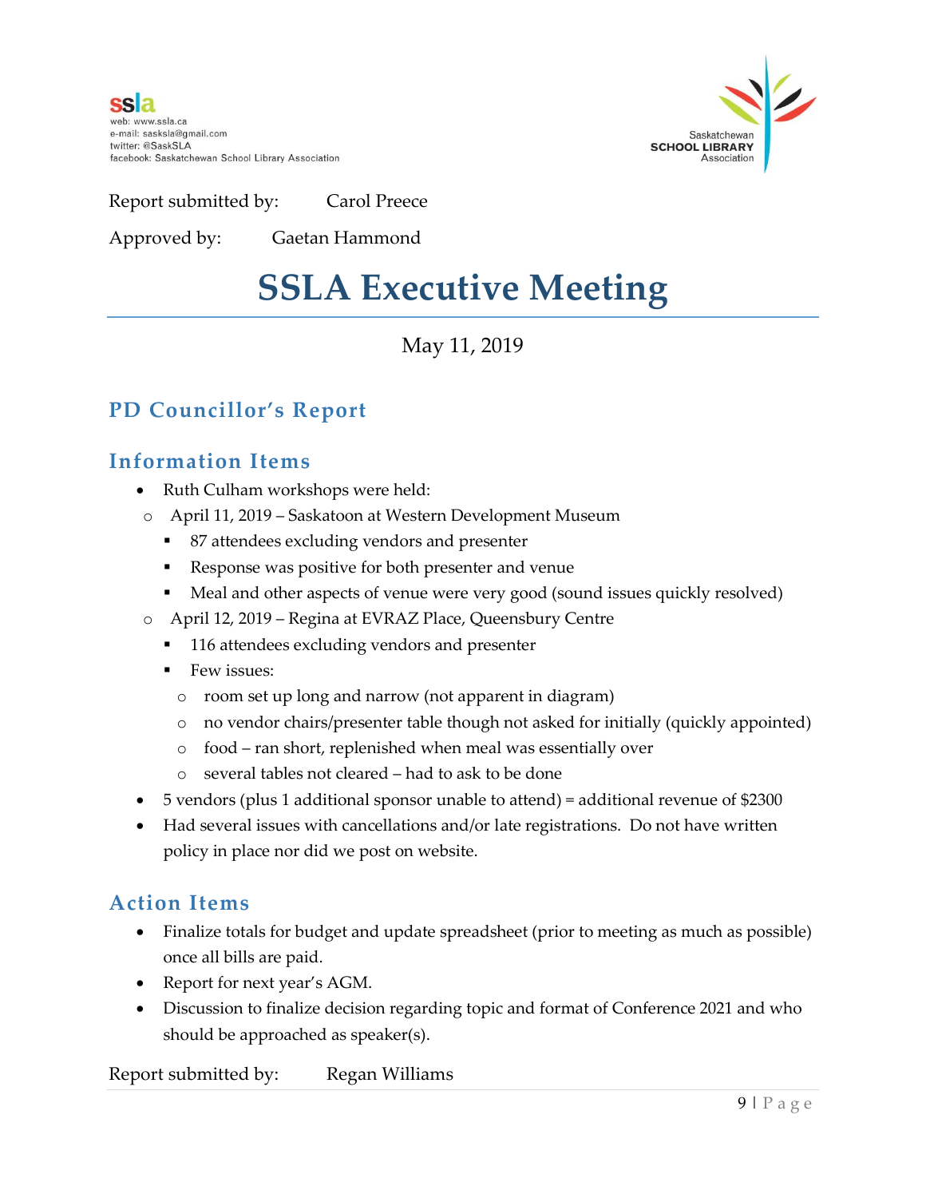ssla
web: www.ssla.ca
e-mail: sasksla@gmail.com
twitter: @SaskSLA
facebook: Saskatchewan School Library Association

Saskatchewan
**SCHOOL LIBRARY**
Association

Report submitted by: Carol Preece

Approved by: Gaetan Hammond

# SSLA Executive Meeting

May 11, 2019

## PD Councillor's Report

### Information Items

- Ruth Culham workshops were held:
  - April 11, 2019 – Saskatoon at Western Development Museum
    - 87 attendees excluding vendors and presenter
    - Response was positive for both presenter and venue
    - Meal and other aspects of venue were very good (sound issues quickly resolved)
  - April 12, 2019 – Regina at EVRAZ Place, Queensbury Centre
    - 116 attendees excluding vendors and presenter
    - Few issues:
      - room set up long and narrow (not apparent in diagram)
      - no vendor chairs/presenter table though not asked for initially (quickly appointed)
      - food – ran short, replenished when meal was essentially over
      - several tables not cleared – had to ask to be done
- 5 vendors (plus 1 additional sponsor unable to attend) = additional revenue of $2300
- Had several issues with cancellations and/or late registrations. Do not have written policy in place nor did we post on website.

### Action Items

- Finalize totals for budget and update spreadsheet (prior to meeting as much as possible) once all bills are paid.
- Report for next year's AGM.
- Discussion to finalize decision regarding topic and format of Conference 2021 and who should be approached as speaker(s).

Report submitted by: Regan Williams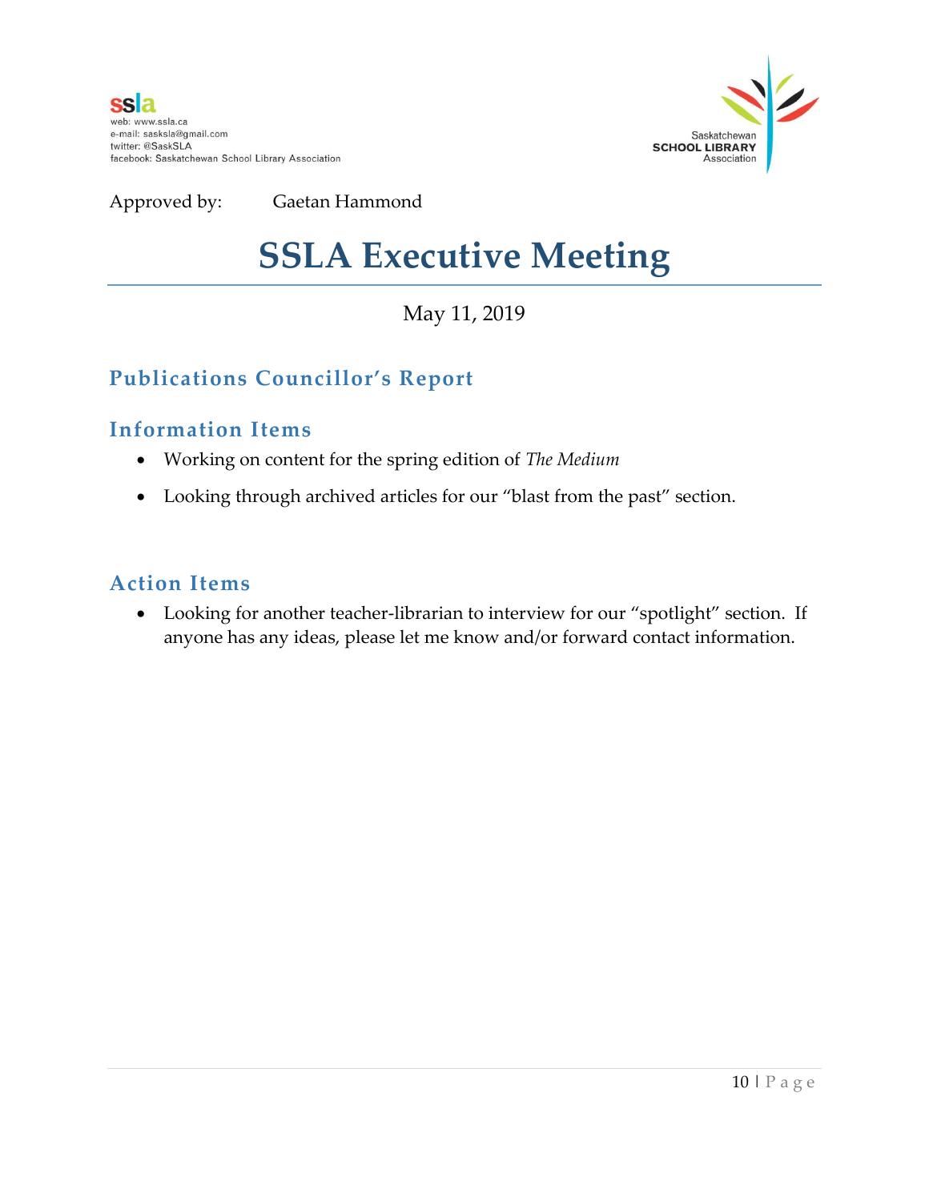ssla
web: www.ssla.ca
e-mail: sasksla@gmail.com
twitter: @SaskSLA
facebook: Saskatchewan School Library Association

Saskatchewan SCHOOL LIBRARY Association

Approved by: Gaetan Hammond

# SSLA Executive Meeting

May 11, 2019

## Publications Councillor's Report

### Information Items

- Working on content for the spring edition of *The Medium*
- Looking through archived articles for our "blast from the past" section.

### Action Items

- Looking for another teacher-librarian to interview for our "spotlight" section. If anyone has any ideas, please let me know and/or forward contact information.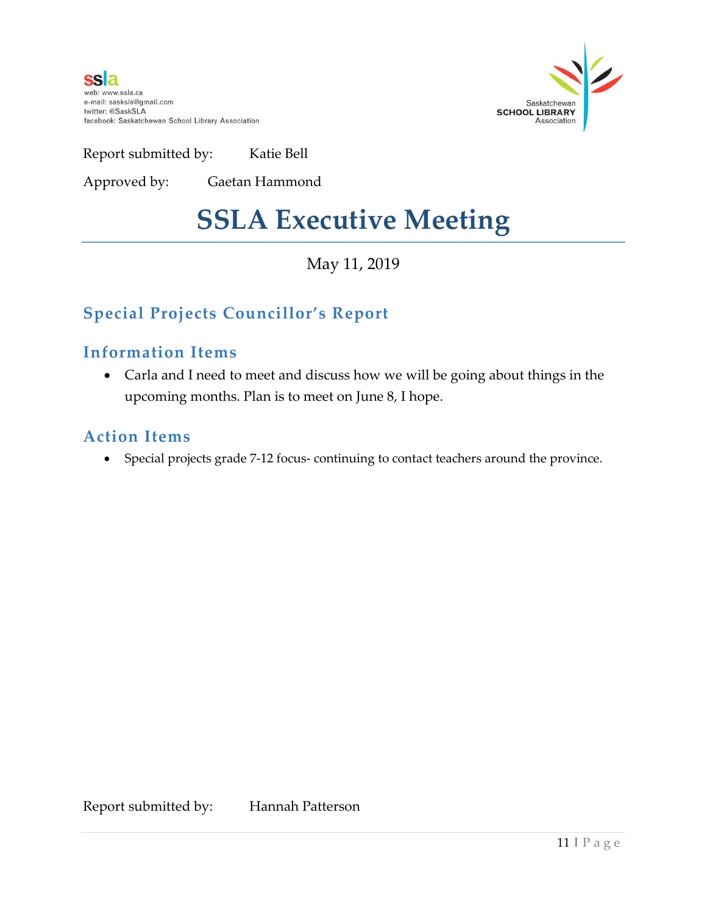ssla
web: www.ssla.ca
e-mail: sasksla@gmail.com
twitter: @SaskSLA
facebook: Saskatchewan School Library Association

Saskatchewan SCHOOL LIBRARY Association

Report submitted by: Katie Bell

Approved by: Gaetan Hammond

# SSLA Executive Meeting

May 11, 2019

## Special Projects Councillor's Report

### Information Items

- Carla and I need to meet and discuss how we will be going about things in the upcoming months. Plan is to meet on June 8, I hope.

### Action Items

- Special projects grade 7-12 focus- continuing to contact teachers around the province.

Report submitted by: Hannah Patterson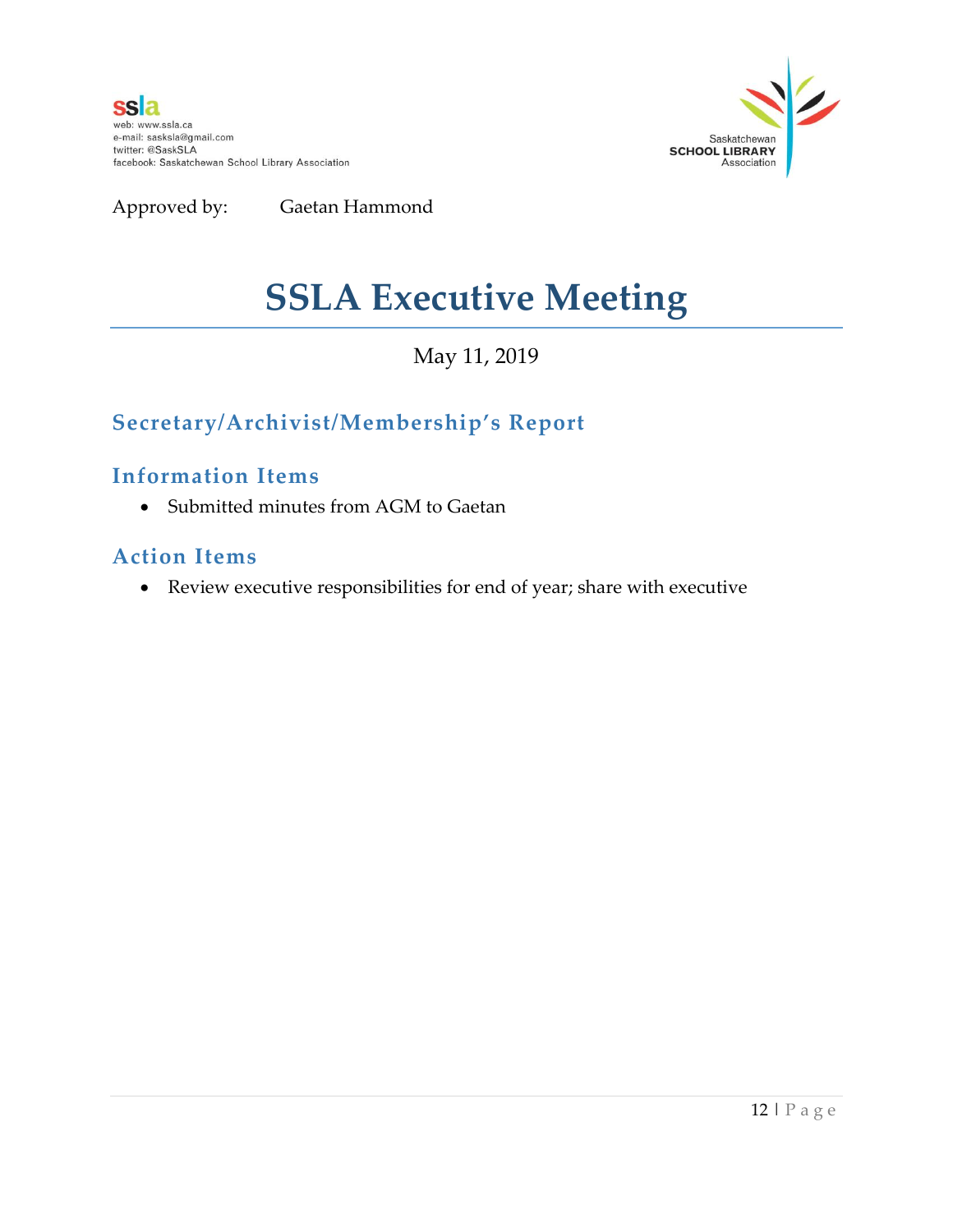ssla
web: www.ssla.ca
e-mail: sasksla@gmail.com
twitter: @SaskSLA
facebook: Saskatchewan School Library Association

Saskatchewan SCHOOL LIBRARY Association

Approved by: Gaetan Hammond

# SSLA Executive Meeting

May 11, 2019

## Secretary/Archivist/Membership's Report

### Information Items

- Submitted minutes from AGM to Gaetan

### Action Items

- Review executive responsibilities for end of year; share with executive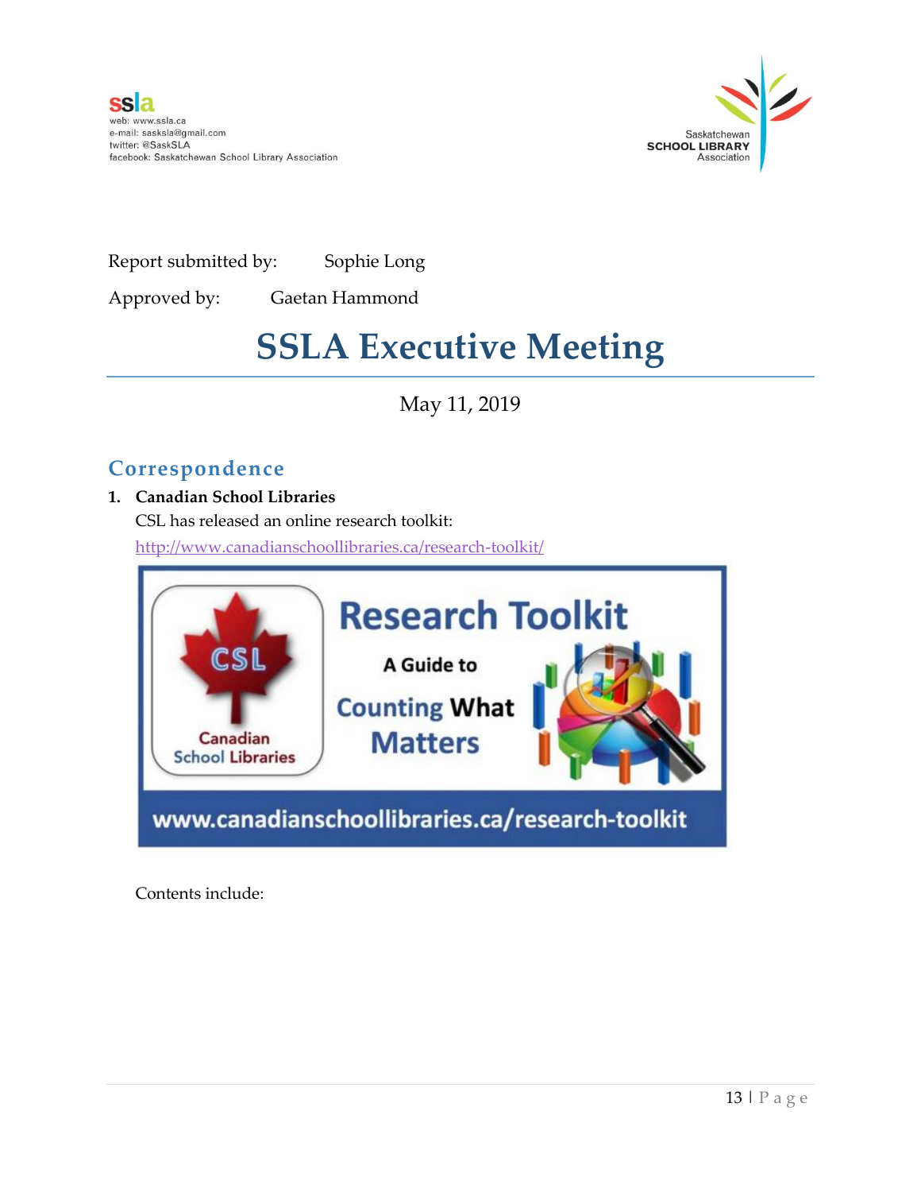ssla
web: www.ssla.ca
e-mail: sasksla@gmail.com
twitter: @SaskSLA
facebook: Saskatchewan School Library Association

Saskatchewan
SCHOOL LIBRARY
Association

Report submitted by: Sophie Long

Approved by: Gaetan Hammond

# SSLA Executive Meeting

May 11, 2019

## Correspondence

1. **Canadian School Libraries**

   CSL has released an online research toolkit:

   http://www.canadianschoollibraries.ca/research-toolkit/

   Contents include: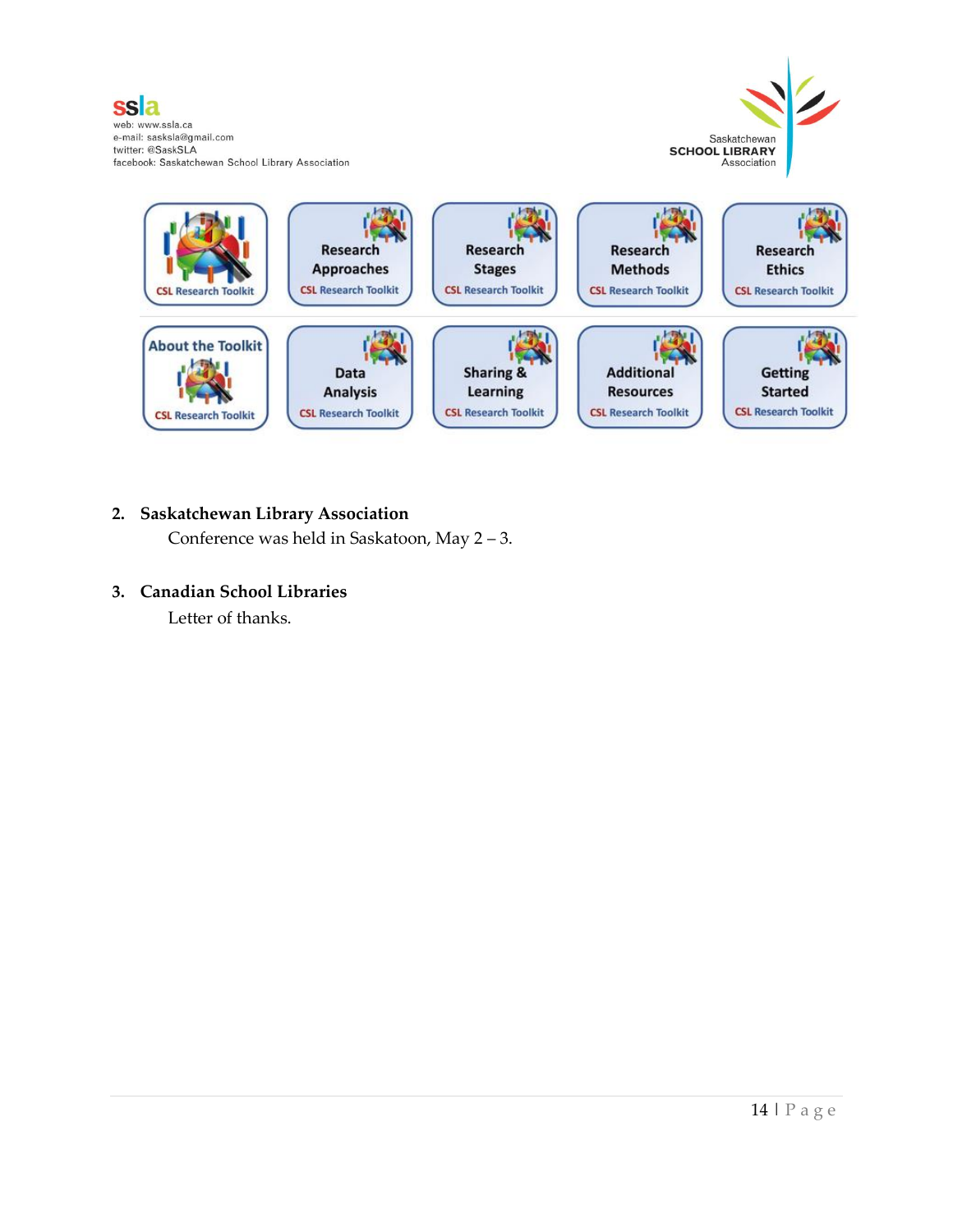ssla
web: www.ssla.ca
e-mail: sasksla@gmail.com
twitter: @SaskSLA
facebook: Saskatchewan School Library Association

Saskatchewan
SCHOOL LIBRARY
Association

CSL Research Toolkit

Research Approaches
CSL Research Toolkit

Research Stages
CSL Research Toolkit

Research Methods
CSL Research Toolkit

Research Ethics
CSL Research Toolkit

About the Toolkit
CSL Research Toolkit

Data Analysis
CSL Research Toolkit

Sharing & Learning
CSL Research Toolkit

Additional Resources
CSL Research Toolkit

Getting Started
CSL Research Toolkit

2. **Saskatchewan Library Association**
   Conference was held in Saskatoon, May 2 – 3.

3. **Canadian School Libraries**
   Letter of thanks.